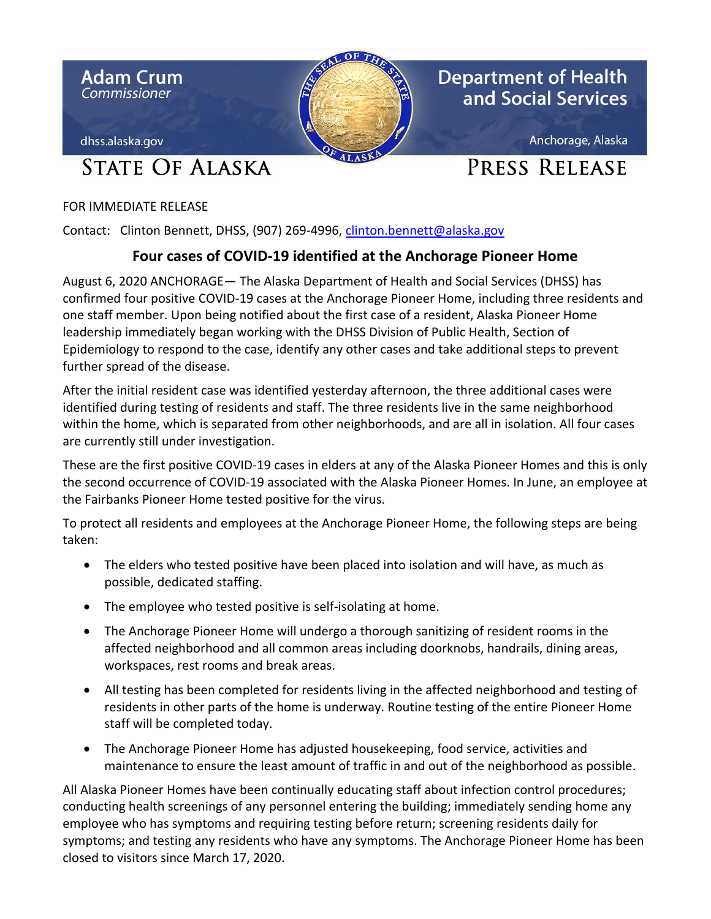Adam Crum
*Commissioner*

dhss.alaska.gov

**Department of Health and Social Services**

Anchorage, Alaska

# STATE OF ALASKA

# PRESS RELEASE

FOR IMMEDIATE RELEASE

Contact: Clinton Bennett, DHSS, (907) 269-4996, clinton.bennett@alaska.gov

## Four cases of COVID-19 identified at the Anchorage Pioneer Home

August 6, 2020 ANCHORAGE— The Alaska Department of Health and Social Services (DHSS) has confirmed four positive COVID-19 cases at the Anchorage Pioneer Home, including three residents and one staff member. Upon being notified about the first case of a resident, Alaska Pioneer Home leadership immediately began working with the DHSS Division of Public Health, Section of Epidemiology to respond to the case, identify any other cases and take additional steps to prevent further spread of the disease.

After the initial resident case was identified yesterday afternoon, the three additional cases were identified during testing of residents and staff. The three residents live in the same neighborhood within the home, which is separated from other neighborhoods, and are all in isolation. All four cases are currently still under investigation.

These are the first positive COVID-19 cases in elders at any of the Alaska Pioneer Homes and this is only the second occurrence of COVID-19 associated with the Alaska Pioneer Homes. In June, an employee at the Fairbanks Pioneer Home tested positive for the virus.

To protect all residents and employees at the Anchorage Pioneer Home, the following steps are being taken:

- The elders who tested positive have been placed into isolation and will have, as much as possible, dedicated staffing.
- The employee who tested positive is self-isolating at home.
- The Anchorage Pioneer Home will undergo a thorough sanitizing of resident rooms in the affected neighborhood and all common areas including doorknobs, handrails, dining areas, workspaces, rest rooms and break areas.
- All testing has been completed for residents living in the affected neighborhood and testing of residents in other parts of the home is underway. Routine testing of the entire Pioneer Home staff will be completed today.
- The Anchorage Pioneer Home has adjusted housekeeping, food service, activities and maintenance to ensure the least amount of traffic in and out of the neighborhood as possible.

All Alaska Pioneer Homes have been continually educating staff about infection control procedures; conducting health screenings of any personnel entering the building; immediately sending home any employee who has symptoms and requiring testing before return; screening residents daily for symptoms; and testing any residents who have any symptoms. The Anchorage Pioneer Home has been closed to visitors since March 17, 2020.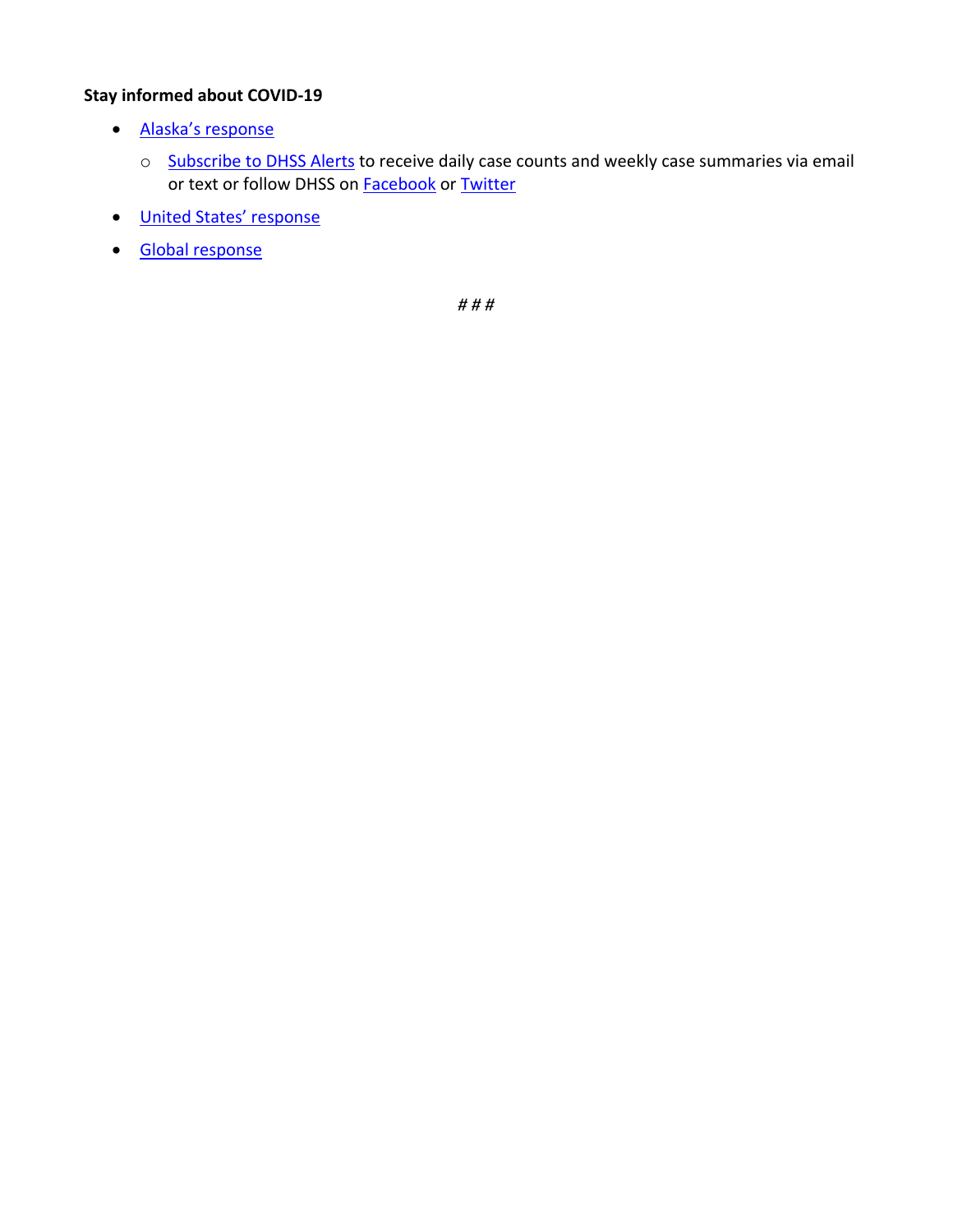**Stay informed about COVID-19**

- Alaska's response
    - Subscribe to DHSS Alerts to receive daily case counts and weekly case summaries via email or text or follow DHSS on Facebook or Twitter
- United States' response
- Global response

# # #